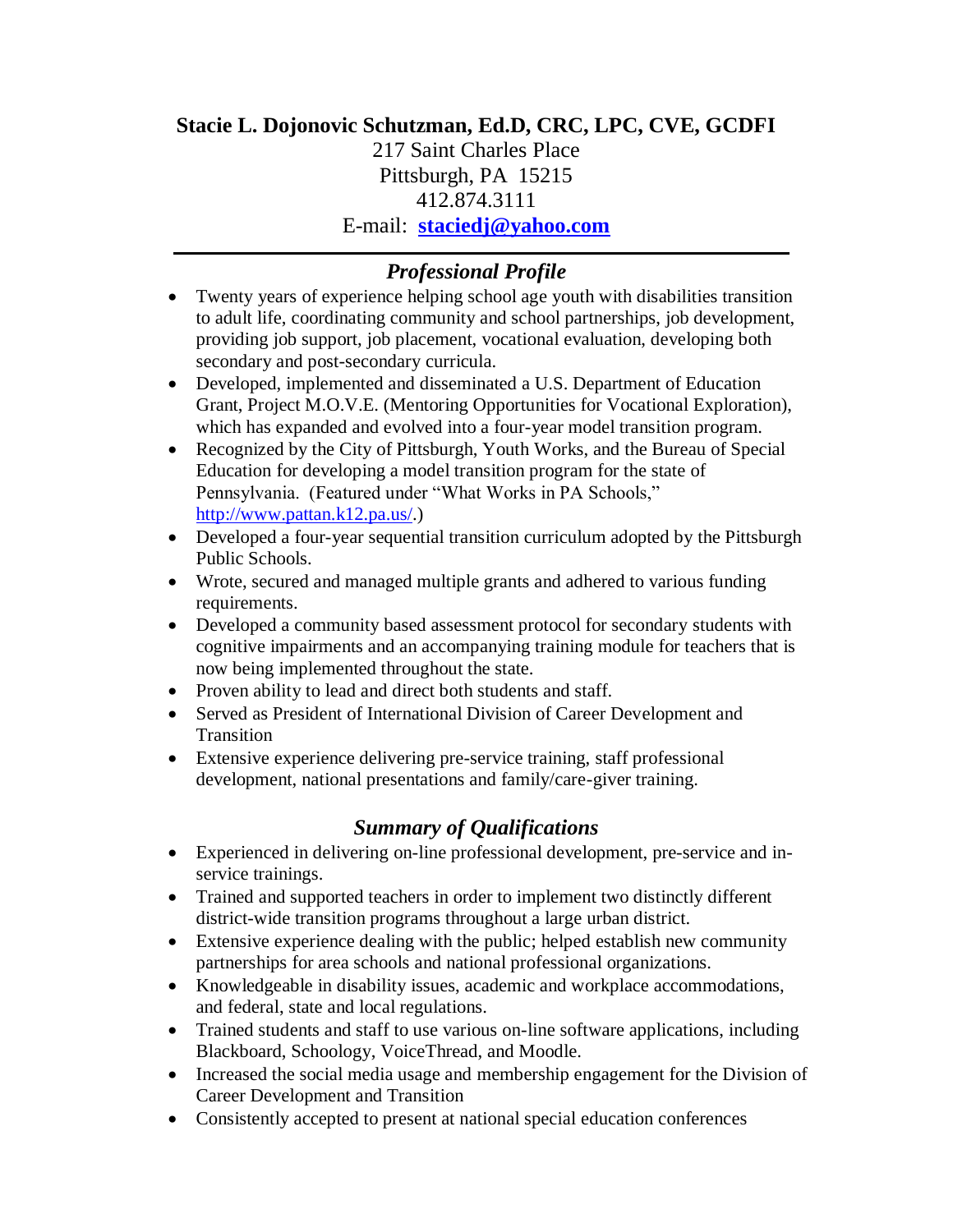# Stacie L. Dojonovic Schutzman, Ed.D, CRC, LPC, CVE, GCDFI

217 Saint Charles Place
Pittsburgh, PA 15215
412.874.3111
E-mail: **staciedj@yahoo.com**

---

## *Professional Profile*

- Twenty years of experience helping school age youth with disabilities transition to adult life, coordinating community and school partnerships, job development, providing job support, job placement, vocational evaluation, developing both secondary and post-secondary curricula.
- Developed, implemented and disseminated a U.S. Department of Education Grant, Project M.O.V.E. (Mentoring Opportunities for Vocational Exploration), which has expanded and evolved into a four-year model transition program.
- Recognized by the City of Pittsburgh, Youth Works, and the Bureau of Special Education for developing a model transition program for the state of Pennsylvania. (Featured under "What Works in PA Schools," http://www.pattan.k12.pa.us/.)
- Developed a four-year sequential transition curriculum adopted by the Pittsburgh Public Schools.
- Wrote, secured and managed multiple grants and adhered to various funding requirements.
- Developed a community based assessment protocol for secondary students with cognitive impairments and an accompanying training module for teachers that is now being implemented throughout the state.
- Proven ability to lead and direct both students and staff.
- Served as President of International Division of Career Development and Transition
- Extensive experience delivering pre-service training, staff professional development, national presentations and family/care-giver training.

## *Summary of Qualifications*

- Experienced in delivering on-line professional development, pre-service and in-service trainings.
- Trained and supported teachers in order to implement two distinctly different district-wide transition programs throughout a large urban district.
- Extensive experience dealing with the public; helped establish new community partnerships for area schools and national professional organizations.
- Knowledgeable in disability issues, academic and workplace accommodations, and federal, state and local regulations.
- Trained students and staff to use various on-line software applications, including Blackboard, Schoology, VoiceThread, and Moodle.
- Increased the social media usage and membership engagement for the Division of Career Development and Transition
- Consistently accepted to present at national special education conferences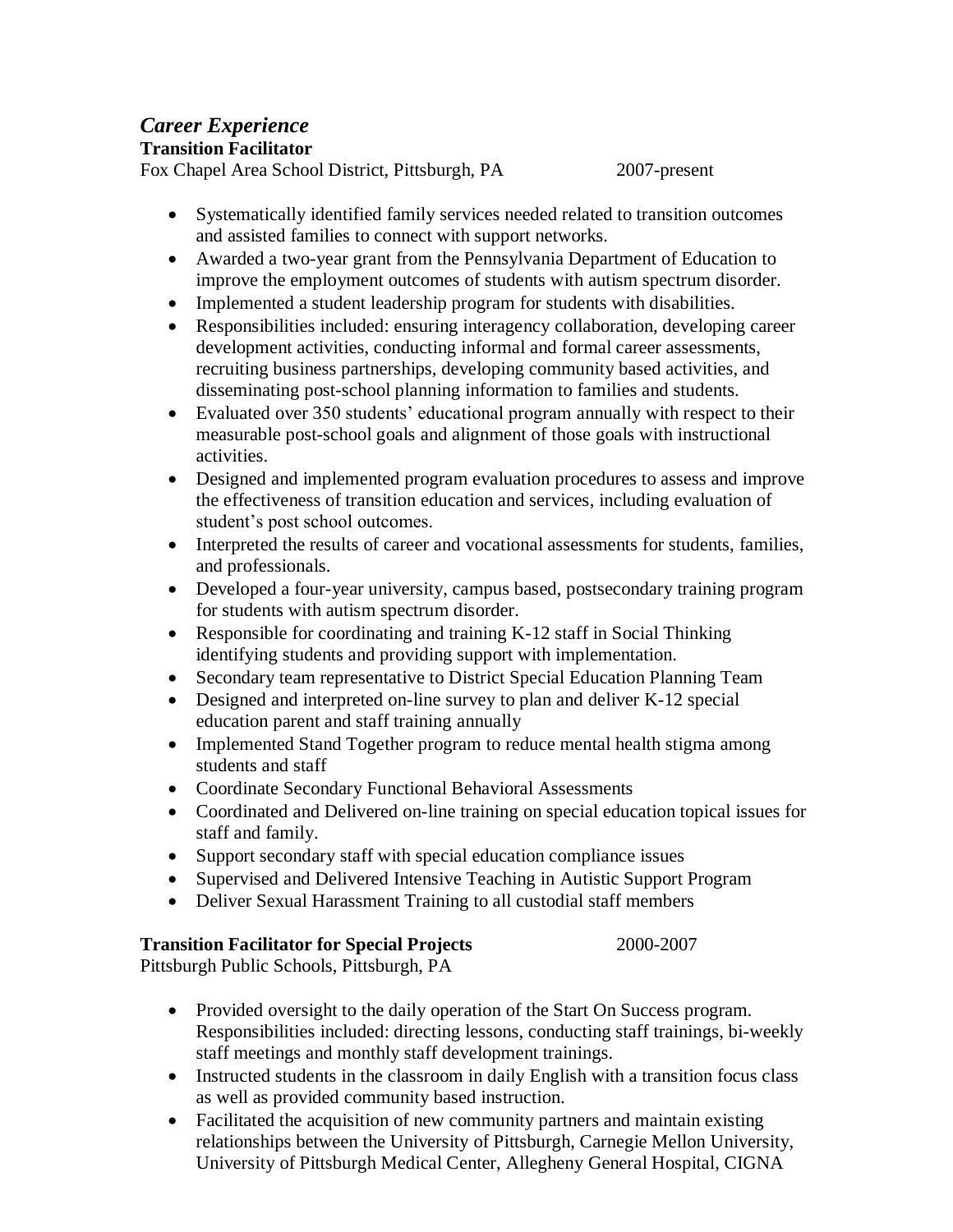## *Career Experience*

**Transition Facilitator**

Fox Chapel Area School District, Pittsburgh, PA 2007-present

- Systematically identified family services needed related to transition outcomes and assisted families to connect with support networks.
- Awarded a two-year grant from the Pennsylvania Department of Education to improve the employment outcomes of students with autism spectrum disorder.
- Implemented a student leadership program for students with disabilities.
- Responsibilities included: ensuring interagency collaboration, developing career development activities, conducting informal and formal career assessments, recruiting business partnerships, developing community based activities, and disseminating post-school planning information to families and students.
- Evaluated over 350 students' educational program annually with respect to their measurable post-school goals and alignment of those goals with instructional activities.
- Designed and implemented program evaluation procedures to assess and improve the effectiveness of transition education and services, including evaluation of student's post school outcomes.
- Interpreted the results of career and vocational assessments for students, families, and professionals.
- Developed a four-year university, campus based, postsecondary training program for students with autism spectrum disorder.
- Responsible for coordinating and training K-12 staff in Social Thinking identifying students and providing support with implementation.
- Secondary team representative to District Special Education Planning Team
- Designed and interpreted on-line survey to plan and deliver K-12 special education parent and staff training annually
- Implemented Stand Together program to reduce mental health stigma among students and staff
- Coordinate Secondary Functional Behavioral Assessments
- Coordinated and Delivered on-line training on special education topical issues for staff and family.
- Support secondary staff with special education compliance issues
- Supervised and Delivered Intensive Teaching in Autistic Support Program
- Deliver Sexual Harassment Training to all custodial staff members

**Transition Facilitator for Special Projects** 2000-2007

Pittsburgh Public Schools, Pittsburgh, PA

- Provided oversight to the daily operation of the Start On Success program. Responsibilities included: directing lessons, conducting staff trainings, bi-weekly staff meetings and monthly staff development trainings.
- Instructed students in the classroom in daily English with a transition focus class as well as provided community based instruction.
- Facilitated the acquisition of new community partners and maintain existing relationships between the University of Pittsburgh, Carnegie Mellon University, University of Pittsburgh Medical Center, Allegheny General Hospital, CIGNA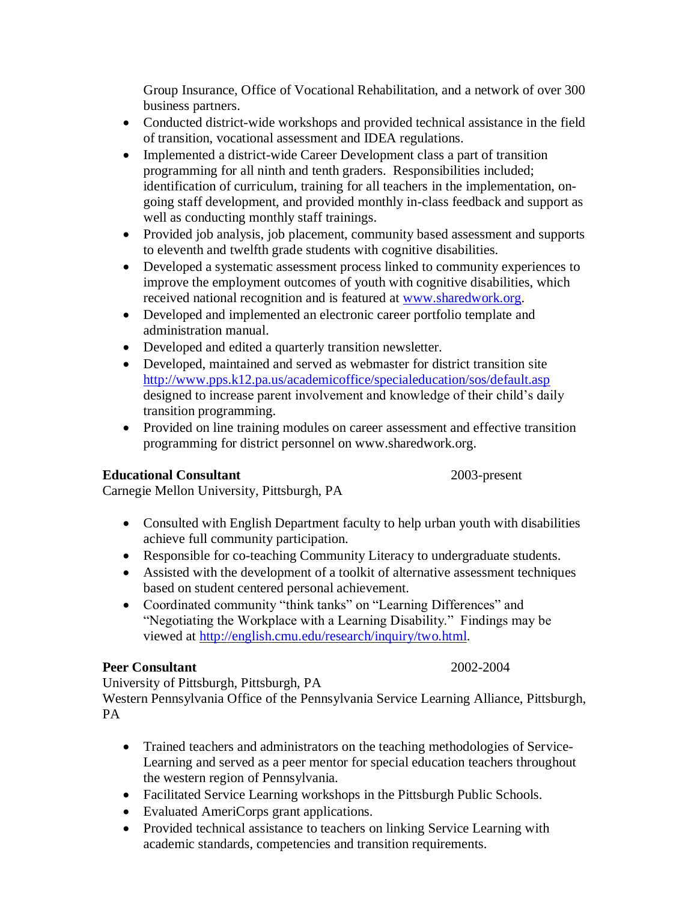Group Insurance, Office of Vocational Rehabilitation, and a network of over 300 business partners.

- Conducted district-wide workshops and provided technical assistance in the field of transition, vocational assessment and IDEA regulations.
- Implemented a district-wide Career Development class a part of transition programming for all ninth and tenth graders. Responsibilities included; identification of curriculum, training for all teachers in the implementation, on-going staff development, and provided monthly in-class feedback and support as well as conducting monthly staff trainings.
- Provided job analysis, job placement, community based assessment and supports to eleventh and twelfth grade students with cognitive disabilities.
- Developed a systematic assessment process linked to community experiences to improve the employment outcomes of youth with cognitive disabilities, which received national recognition and is featured at www.sharedwork.org.
- Developed and implemented an electronic career portfolio template and administration manual.
- Developed and edited a quarterly transition newsletter.
- Developed, maintained and served as webmaster for district transition site http://www.pps.k12.pa.us/academicoffice/specialeducation/sos/default.asp designed to increase parent involvement and knowledge of their child's daily transition programming.
- Provided on line training modules on career assessment and effective transition programming for district personnel on www.sharedwork.org.

**Educational Consultant** 2003-present
Carnegie Mellon University, Pittsburgh, PA

- Consulted with English Department faculty to help urban youth with disabilities achieve full community participation.
- Responsible for co-teaching Community Literacy to undergraduate students.
- Assisted with the development of a toolkit of alternative assessment techniques based on student centered personal achievement.
- Coordinated community "think tanks" on "Learning Differences" and "Negotiating the Workplace with a Learning Disability." Findings may be viewed at http://english.cmu.edu/research/inquiry/two.html.

**Peer Consultant** 2002-2004
University of Pittsburgh, Pittsburgh, PA
Western Pennsylvania Office of the Pennsylvania Service Learning Alliance, Pittsburgh, PA

- Trained teachers and administrators on the teaching methodologies of Service-Learning and served as a peer mentor for special education teachers throughout the western region of Pennsylvania.
- Facilitated Service Learning workshops in the Pittsburgh Public Schools.
- Evaluated AmeriCorps grant applications.
- Provided technical assistance to teachers on linking Service Learning with academic standards, competencies and transition requirements.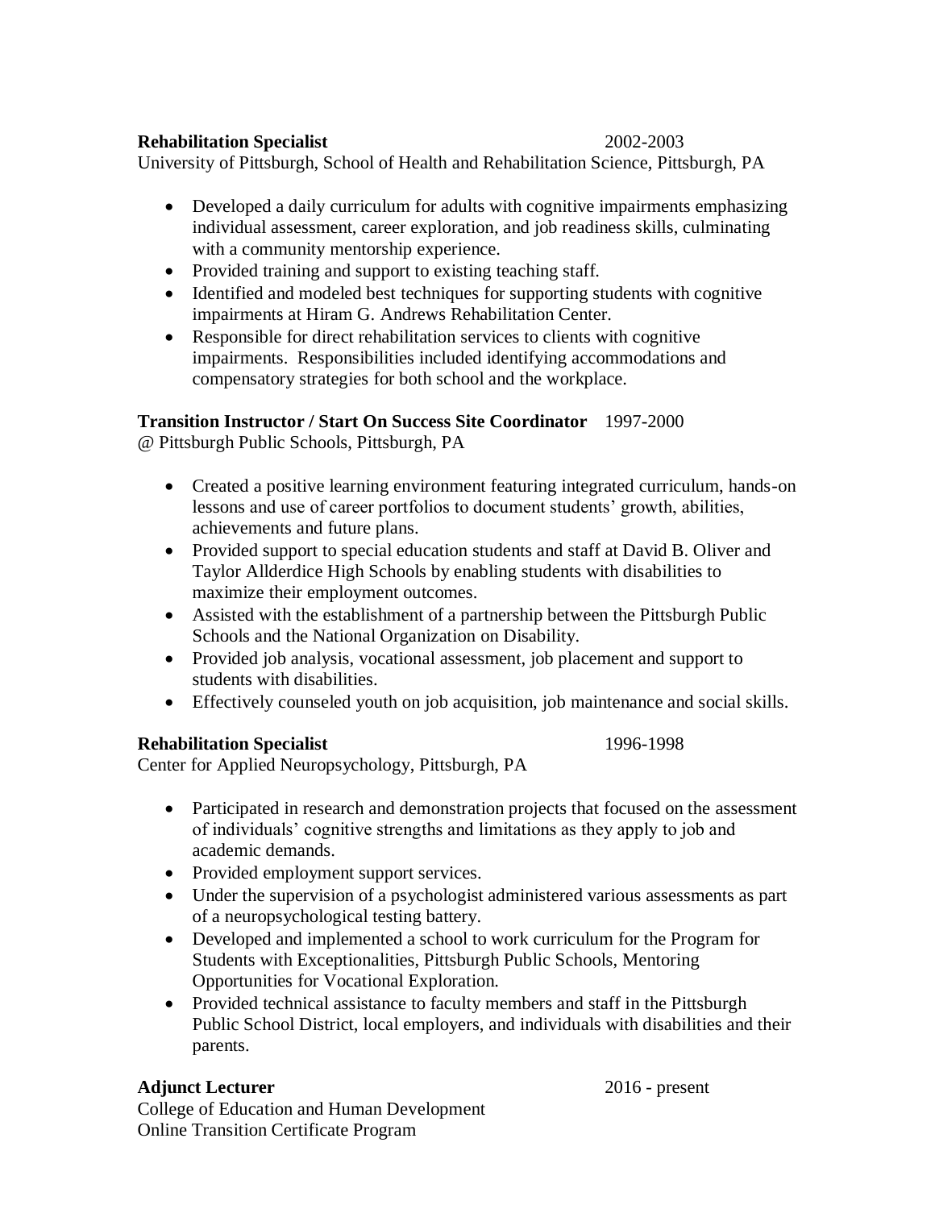**Rehabilitation Specialist** 2002-2003
University of Pittsburgh, School of Health and Rehabilitation Science, Pittsburgh, PA

- Developed a daily curriculum for adults with cognitive impairments emphasizing individual assessment, career exploration, and job readiness skills, culminating with a community mentorship experience.
- Provided training and support to existing teaching staff.
- Identified and modeled best techniques for supporting students with cognitive impairments at Hiram G. Andrews Rehabilitation Center.
- Responsible for direct rehabilitation services to clients with cognitive impairments. Responsibilities included identifying accommodations and compensatory strategies for both school and the workplace.

**Transition Instructor / Start On Success Site Coordinator** 1997-2000
@ Pittsburgh Public Schools, Pittsburgh, PA

- Created a positive learning environment featuring integrated curriculum, hands-on lessons and use of career portfolios to document students' growth, abilities, achievements and future plans.
- Provided support to special education students and staff at David B. Oliver and Taylor Allderdice High Schools by enabling students with disabilities to maximize their employment outcomes.
- Assisted with the establishment of a partnership between the Pittsburgh Public Schools and the National Organization on Disability.
- Provided job analysis, vocational assessment, job placement and support to students with disabilities.
- Effectively counseled youth on job acquisition, job maintenance and social skills.

**Rehabilitation Specialist** 1996-1998
Center for Applied Neuropsychology, Pittsburgh, PA

- Participated in research and demonstration projects that focused on the assessment of individuals' cognitive strengths and limitations as they apply to job and academic demands.
- Provided employment support services.
- Under the supervision of a psychologist administered various assessments as part of a neuropsychological testing battery.
- Developed and implemented a school to work curriculum for the Program for Students with Exceptionalities, Pittsburgh Public Schools, Mentoring Opportunities for Vocational Exploration.
- Provided technical assistance to faculty members and staff in the Pittsburgh Public School District, local employers, and individuals with disabilities and their parents.

**Adjunct Lecturer** 2016 - present
College of Education and Human Development
Online Transition Certificate Program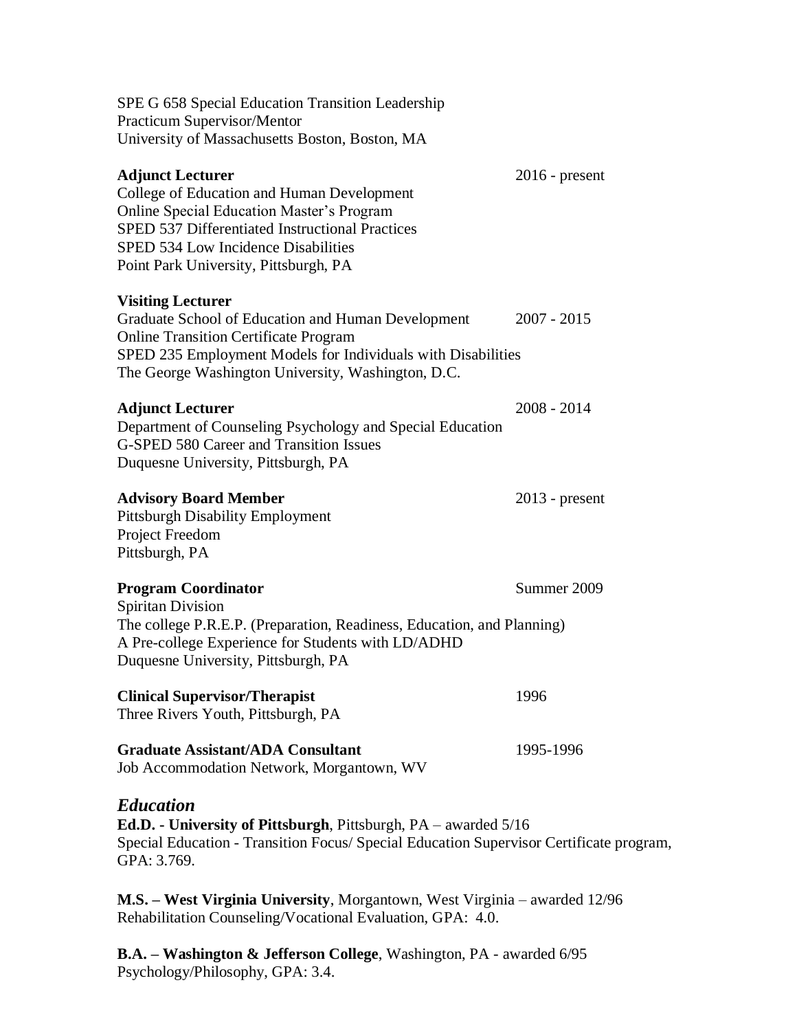SPE G 658 Special Education Transition Leadership
Practicum Supervisor/Mentor
University of Massachusetts Boston, Boston, MA

**Adjunct Lecturer** 2016 - present
College of Education and Human Development
Online Special Education Master's Program
SPED 537 Differentiated Instructional Practices
SPED 534 Low Incidence Disabilities
Point Park University, Pittsburgh, PA

**Visiting Lecturer**
Graduate School of Education and Human Development 2007 - 2015
Online Transition Certificate Program
SPED 235 Employment Models for Individuals with Disabilities
The George Washington University, Washington, D.C.

**Adjunct Lecturer** 2008 - 2014
Department of Counseling Psychology and Special Education
G-SPED 580 Career and Transition Issues
Duquesne University, Pittsburgh, PA

**Advisory Board Member** 2013 - present
Pittsburgh Disability Employment
Project Freedom
Pittsburgh, PA

**Program Coordinator** Summer 2009
Spiritan Division
The college P.R.E.P. (Preparation, Readiness, Education, and Planning)
A Pre-college Experience for Students with LD/ADHD
Duquesne University, Pittsburgh, PA

**Clinical Supervisor/Therapist** 1996
Three Rivers Youth, Pittsburgh, PA

**Graduate Assistant/ADA Consultant** 1995-1996
Job Accommodation Network, Morgantown, WV

## *Education*

**Ed.D. - University of Pittsburgh**, Pittsburgh, PA – awarded 5/16
Special Education - Transition Focus/ Special Education Supervisor Certificate program, GPA: 3.769.

**M.S. – West Virginia University**, Morgantown, West Virginia – awarded 12/96
Rehabilitation Counseling/Vocational Evaluation, GPA: 4.0.

**B.A. – Washington & Jefferson College**, Washington, PA - awarded 6/95
Psychology/Philosophy, GPA: 3.4.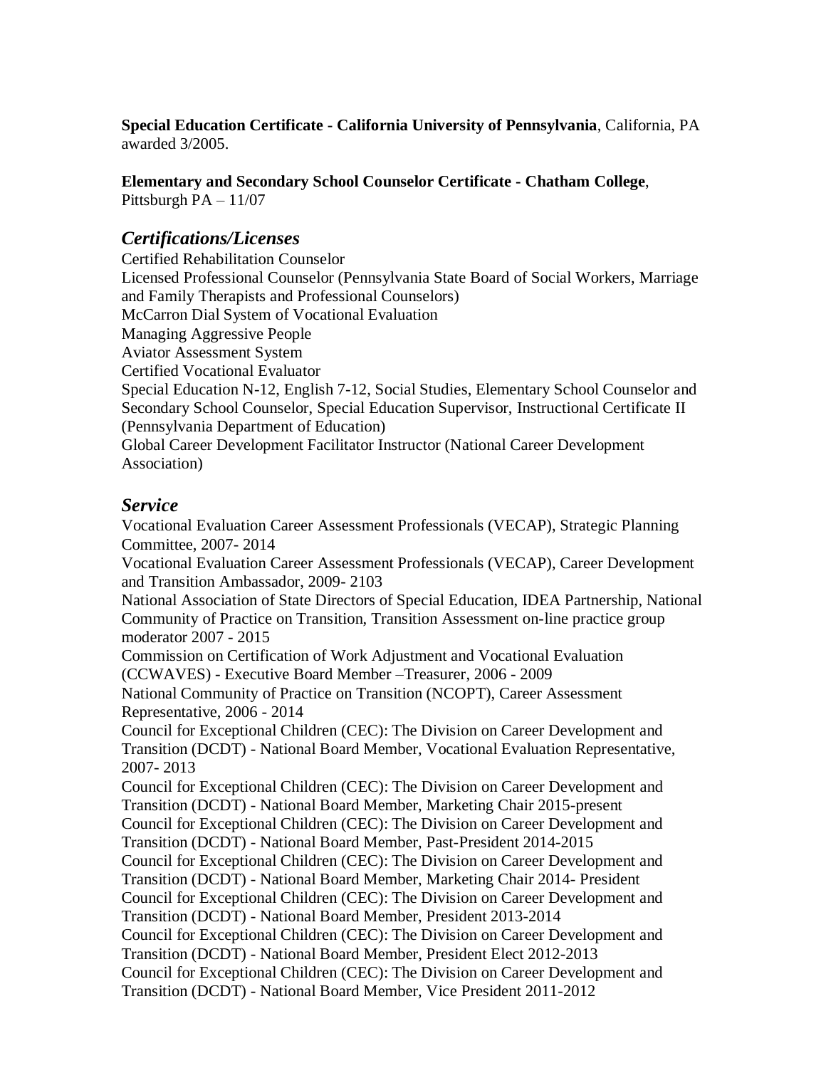**Special Education Certificate - California University of Pennsylvania**, California, PA awarded 3/2005.

**Elementary and Secondary School Counselor Certificate - Chatham College**, Pittsburgh PA – 11/07

## *Certifications/Licenses*

Certified Rehabilitation Counselor
Licensed Professional Counselor (Pennsylvania State Board of Social Workers, Marriage and Family Therapists and Professional Counselors)
McCarron Dial System of Vocational Evaluation
Managing Aggressive People
Aviator Assessment System
Certified Vocational Evaluator
Special Education N-12, English 7-12, Social Studies, Elementary School Counselor and Secondary School Counselor, Special Education Supervisor, Instructional Certificate II (Pennsylvania Department of Education)
Global Career Development Facilitator Instructor (National Career Development Association)

## *Service*

Vocational Evaluation Career Assessment Professionals (VECAP), Strategic Planning Committee, 2007- 2014
Vocational Evaluation Career Assessment Professionals (VECAP), Career Development and Transition Ambassador, 2009- 2103
National Association of State Directors of Special Education, IDEA Partnership, National Community of Practice on Transition, Transition Assessment on-line practice group moderator 2007 - 2015
Commission on Certification of Work Adjustment and Vocational Evaluation (CCWAVES) - Executive Board Member –Treasurer, 2006 - 2009
National Community of Practice on Transition (NCOPT), Career Assessment Representative, 2006 - 2014
Council for Exceptional Children (CEC): The Division on Career Development and Transition (DCDT) - National Board Member, Vocational Evaluation Representative, 2007- 2013
Council for Exceptional Children (CEC): The Division on Career Development and Transition (DCDT) - National Board Member, Marketing Chair 2015-present
Council for Exceptional Children (CEC): The Division on Career Development and Transition (DCDT) - National Board Member, Past-President 2014-2015
Council for Exceptional Children (CEC): The Division on Career Development and Transition (DCDT) - National Board Member, Marketing Chair 2014- President
Council for Exceptional Children (CEC): The Division on Career Development and Transition (DCDT) - National Board Member, President 2013-2014
Council for Exceptional Children (CEC): The Division on Career Development and Transition (DCDT) - National Board Member, President Elect 2012-2013
Council for Exceptional Children (CEC): The Division on Career Development and Transition (DCDT) - National Board Member, Vice President 2011-2012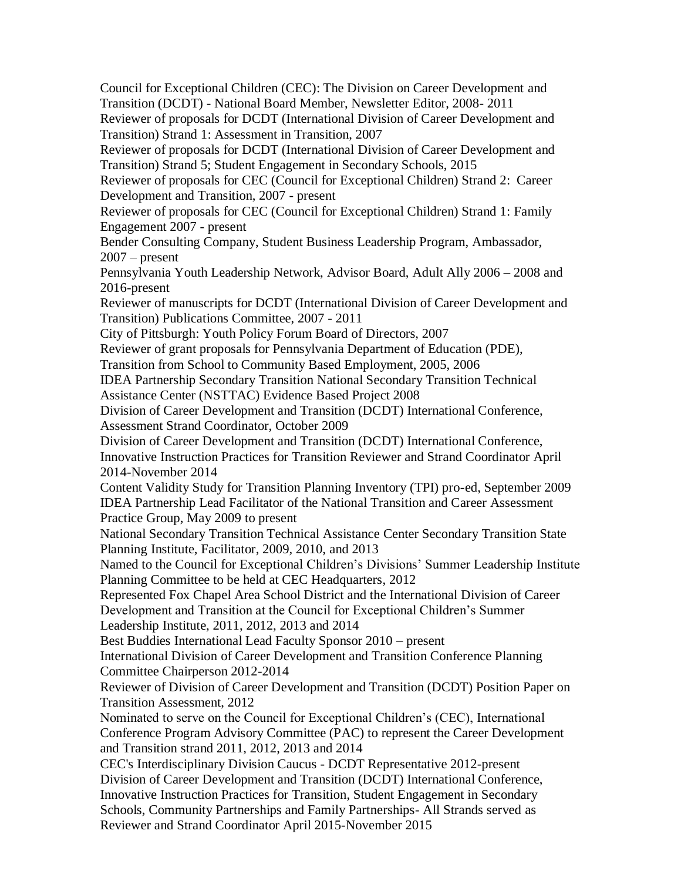Council for Exceptional Children (CEC): The Division on Career Development and Transition (DCDT) - National Board Member, Newsletter Editor, 2008- 2011

Reviewer of proposals for DCDT (International Division of Career Development and Transition) Strand 1: Assessment in Transition, 2007

Reviewer of proposals for DCDT (International Division of Career Development and Transition) Strand 5; Student Engagement in Secondary Schools, 2015

Reviewer of proposals for CEC (Council for Exceptional Children) Strand 2: Career Development and Transition, 2007 - present

Reviewer of proposals for CEC (Council for Exceptional Children) Strand 1: Family Engagement 2007 - present

Bender Consulting Company, Student Business Leadership Program, Ambassador, 2007 – present

Pennsylvania Youth Leadership Network, Advisor Board, Adult Ally 2006 – 2008 and 2016-present

Reviewer of manuscripts for DCDT (International Division of Career Development and Transition) Publications Committee, 2007 - 2011

City of Pittsburgh: Youth Policy Forum Board of Directors, 2007

Reviewer of grant proposals for Pennsylvania Department of Education (PDE), Transition from School to Community Based Employment, 2005, 2006

IDEA Partnership Secondary Transition National Secondary Transition Technical Assistance Center (NSTTAC) Evidence Based Project 2008

Division of Career Development and Transition (DCDT) International Conference, Assessment Strand Coordinator, October 2009

Division of Career Development and Transition (DCDT) International Conference, Innovative Instruction Practices for Transition Reviewer and Strand Coordinator April 2014-November 2014

Content Validity Study for Transition Planning Inventory (TPI) pro-ed, September 2009

IDEA Partnership Lead Facilitator of the National Transition and Career Assessment Practice Group, May 2009 to present

National Secondary Transition Technical Assistance Center Secondary Transition State Planning Institute, Facilitator, 2009, 2010, and 2013

Named to the Council for Exceptional Children's Divisions' Summer Leadership Institute Planning Committee to be held at CEC Headquarters, 2012

Represented Fox Chapel Area School District and the International Division of Career Development and Transition at the Council for Exceptional Children's Summer Leadership Institute, 2011, 2012, 2013 and 2014

Best Buddies International Lead Faculty Sponsor 2010 – present

International Division of Career Development and Transition Conference Planning Committee Chairperson 2012-2014

Reviewer of Division of Career Development and Transition (DCDT) Position Paper on Transition Assessment, 2012

Nominated to serve on the Council for Exceptional Children's (CEC), International Conference Program Advisory Committee (PAC) to represent the Career Development and Transition strand 2011, 2012, 2013 and 2014

CEC's Interdisciplinary Division Caucus - DCDT Representative 2012-present

Division of Career Development and Transition (DCDT) International Conference, Innovative Instruction Practices for Transition, Student Engagement in Secondary Schools, Community Partnerships and Family Partnerships- All Strands served as Reviewer and Strand Coordinator April 2015-November 2015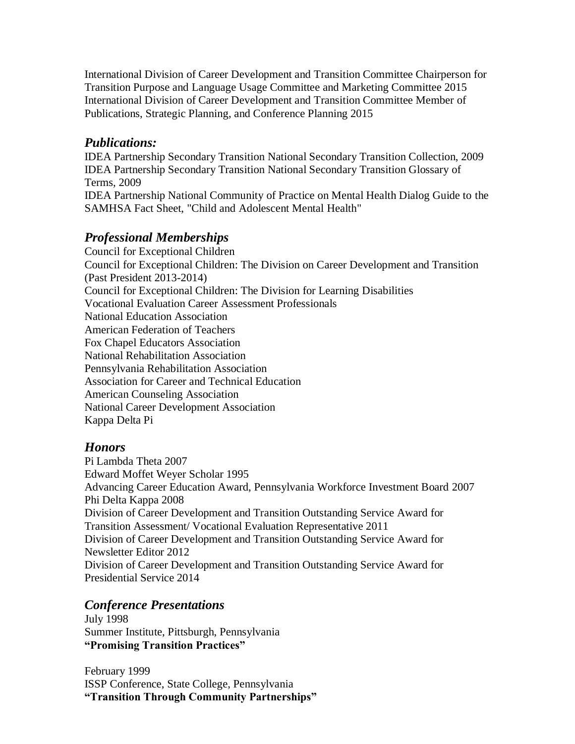International Division of Career Development and Transition Committee Chairperson for Transition Purpose and Language Usage Committee and Marketing Committee 2015
International Division of Career Development and Transition Committee Member of Publications, Strategic Planning, and Conference Planning 2015

## *Publications:*

IDEA Partnership Secondary Transition National Secondary Transition Collection, 2009
IDEA Partnership Secondary Transition National Secondary Transition Glossary of Terms, 2009
IDEA Partnership National Community of Practice on Mental Health Dialog Guide to the SAMHSA Fact Sheet, "Child and Adolescent Mental Health"

## *Professional Memberships*

Council for Exceptional Children
Council for Exceptional Children: The Division on Career Development and Transition (Past President 2013-2014)
Council for Exceptional Children: The Division for Learning Disabilities
Vocational Evaluation Career Assessment Professionals
National Education Association
American Federation of Teachers
Fox Chapel Educators Association
National Rehabilitation Association
Pennsylvania Rehabilitation Association
Association for Career and Technical Education
American Counseling Association
National Career Development Association
Kappa Delta Pi

## *Honors*

Pi Lambda Theta 2007
Edward Moffet Weyer Scholar 1995
Advancing Career Education Award, Pennsylvania Workforce Investment Board 2007
Phi Delta Kappa 2008
Division of Career Development and Transition Outstanding Service Award for Transition Assessment/ Vocational Evaluation Representative 2011
Division of Career Development and Transition Outstanding Service Award for Newsletter Editor 2012
Division of Career Development and Transition Outstanding Service Award for Presidential Service 2014

## *Conference Presentations*

July 1998
Summer Institute, Pittsburgh, Pennsylvania
**"Promising Transition Practices"**

February 1999
ISSP Conference, State College, Pennsylvania
**"Transition Through Community Partnerships"**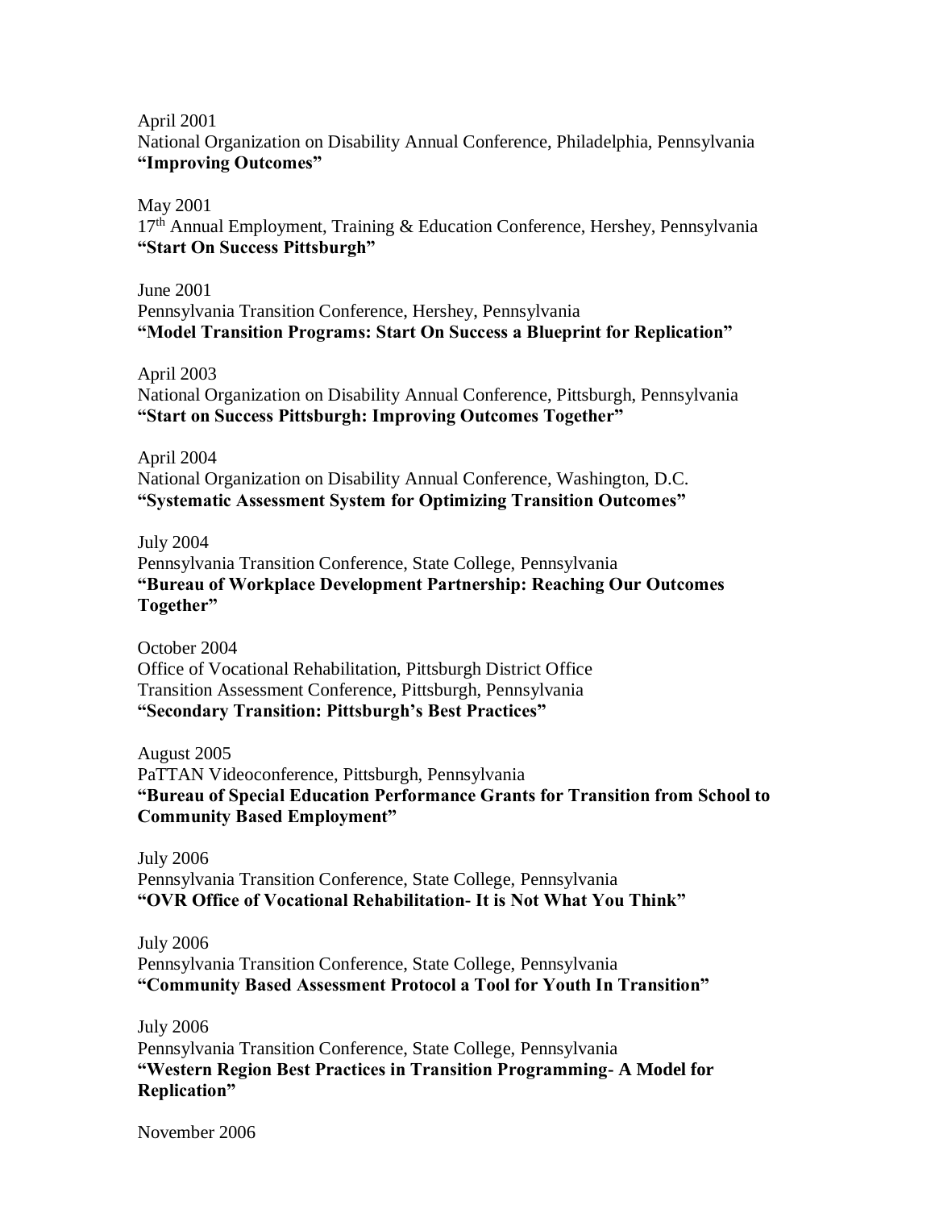April 2001
National Organization on Disability Annual Conference, Philadelphia, Pennsylvania
**"Improving Outcomes"**

May 2001
17th Annual Employment, Training & Education Conference, Hershey, Pennsylvania
**"Start On Success Pittsburgh"**

June 2001
Pennsylvania Transition Conference, Hershey, Pennsylvania
**"Model Transition Programs: Start On Success a Blueprint for Replication"**

April 2003
National Organization on Disability Annual Conference, Pittsburgh, Pennsylvania
**"Start on Success Pittsburgh: Improving Outcomes Together"**

April 2004
National Organization on Disability Annual Conference, Washington, D.C.
**"Systematic Assessment System for Optimizing Transition Outcomes"**

July 2004
Pennsylvania Transition Conference, State College, Pennsylvania
**"Bureau of Workplace Development Partnership: Reaching Our Outcomes Together"**

October 2004
Office of Vocational Rehabilitation, Pittsburgh District Office
Transition Assessment Conference, Pittsburgh, Pennsylvania
**"Secondary Transition: Pittsburgh's Best Practices"**

August 2005
PaTTAN Videoconference, Pittsburgh, Pennsylvania
**"Bureau of Special Education Performance Grants for Transition from School to Community Based Employment"**

July 2006
Pennsylvania Transition Conference, State College, Pennsylvania
**"OVR Office of Vocational Rehabilitation- It is Not What You Think"**

July 2006
Pennsylvania Transition Conference, State College, Pennsylvania
**"Community Based Assessment Protocol a Tool for Youth In Transition"**

July 2006
Pennsylvania Transition Conference, State College, Pennsylvania
**"Western Region Best Practices in Transition Programming- A Model for Replication"**

November 2006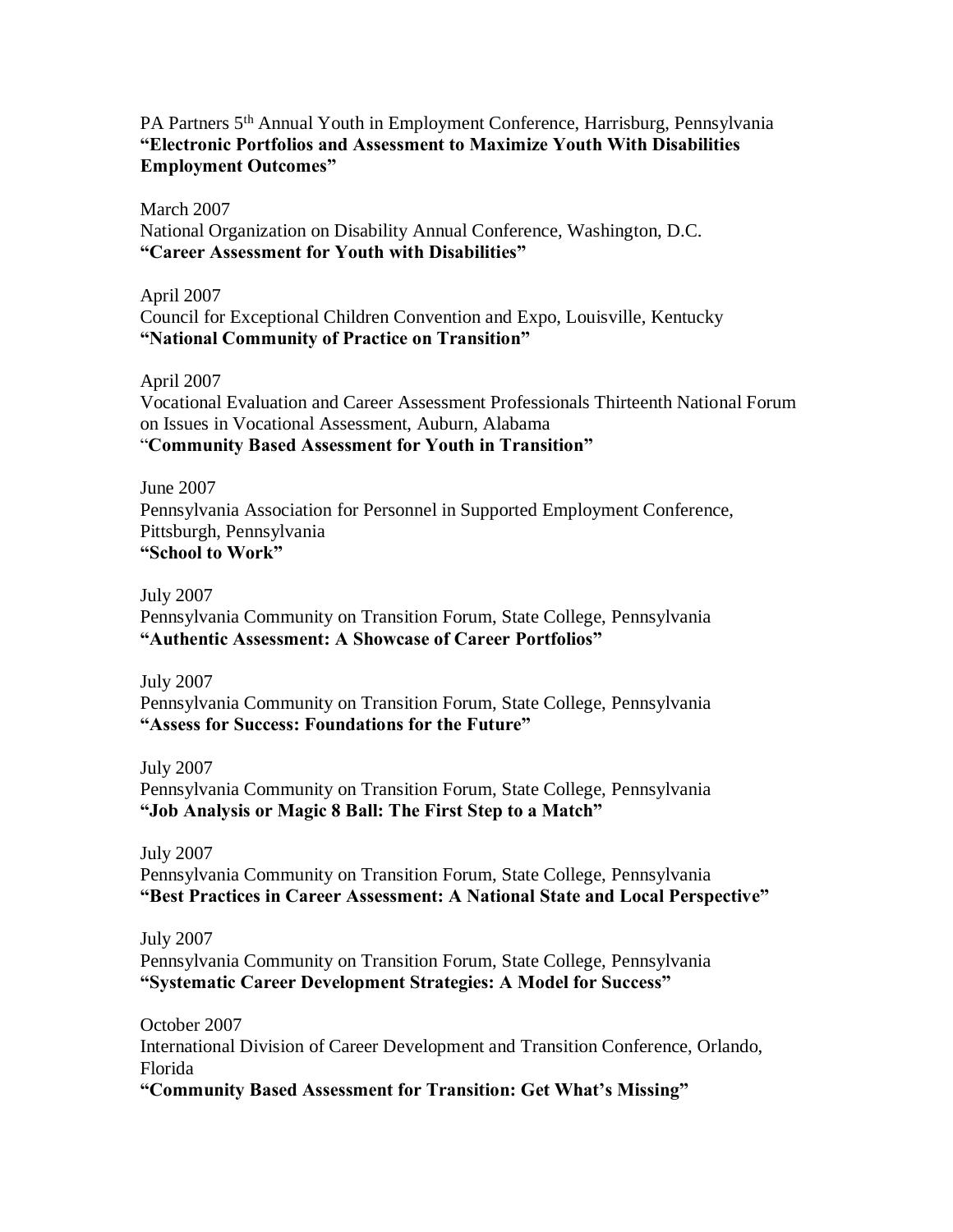PA Partners 5th Annual Youth in Employment Conference, Harrisburg, Pennsylvania
**"Electronic Portfolios and Assessment to Maximize Youth With Disabilities Employment Outcomes"**

March 2007
National Organization on Disability Annual Conference, Washington, D.C.
**"Career Assessment for Youth with Disabilities"**

April 2007
Council for Exceptional Children Convention and Expo, Louisville, Kentucky
**"National Community of Practice on Transition"**

April 2007
Vocational Evaluation and Career Assessment Professionals Thirteenth National Forum on Issues in Vocational Assessment, Auburn, Alabama
"**Community Based Assessment for Youth in Transition"**

June 2007
Pennsylvania Association for Personnel in Supported Employment Conference, Pittsburgh, Pennsylvania
**"School to Work"**

July 2007
Pennsylvania Community on Transition Forum, State College, Pennsylvania
**"Authentic Assessment: A Showcase of Career Portfolios"**

July 2007
Pennsylvania Community on Transition Forum, State College, Pennsylvania
**"Assess for Success: Foundations for the Future"**

July 2007
Pennsylvania Community on Transition Forum, State College, Pennsylvania
**"Job Analysis or Magic 8 Ball: The First Step to a Match"**

July 2007
Pennsylvania Community on Transition Forum, State College, Pennsylvania
**"Best Practices in Career Assessment: A National State and Local Perspective"**

July 2007
Pennsylvania Community on Transition Forum, State College, Pennsylvania
**"Systematic Career Development Strategies: A Model for Success"**

October 2007
International Division of Career Development and Transition Conference, Orlando, Florida
**"Community Based Assessment for Transition: Get What's Missing"**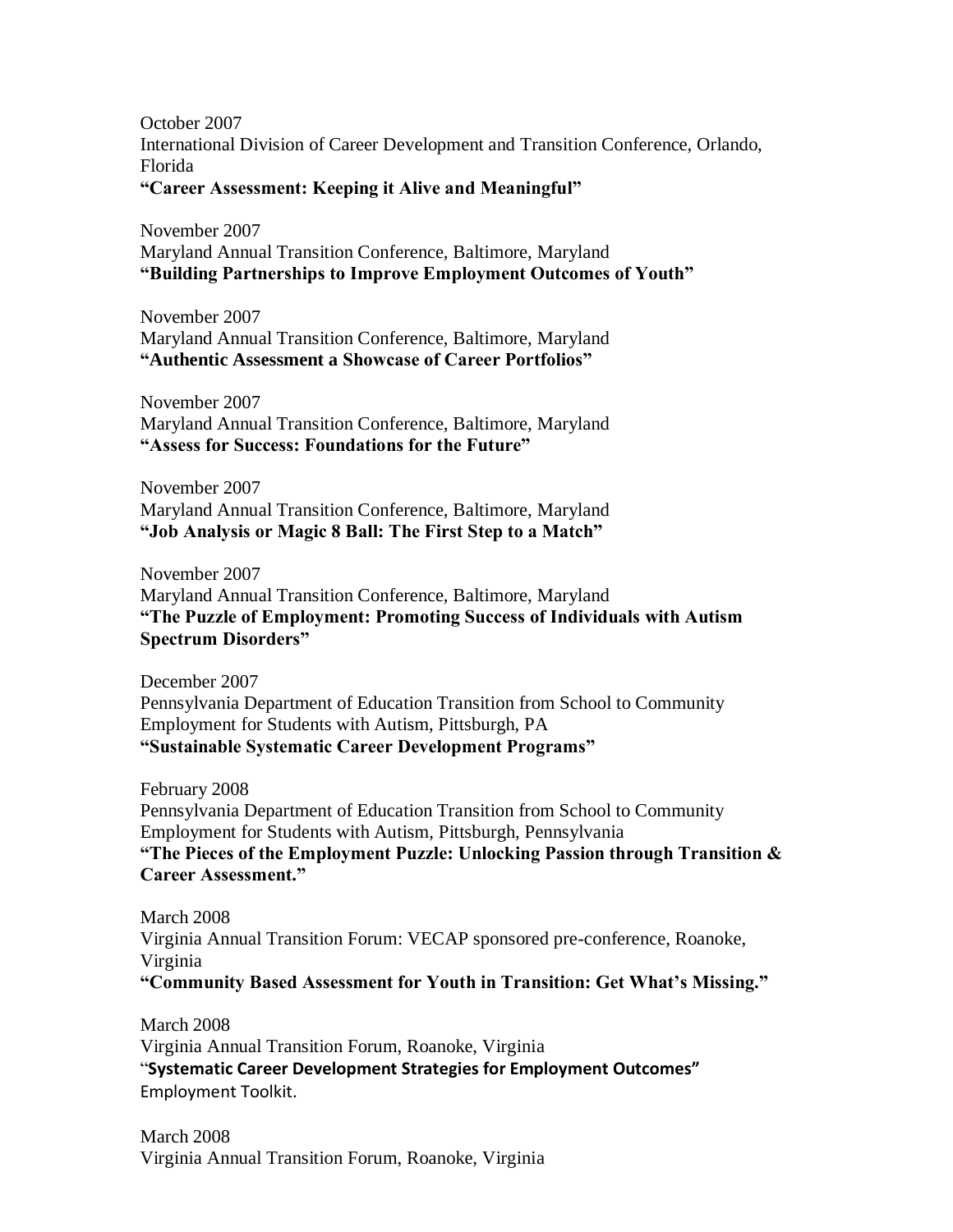October 2007
International Division of Career Development and Transition Conference, Orlando, Florida
**"Career Assessment: Keeping it Alive and Meaningful"**

November 2007
Maryland Annual Transition Conference, Baltimore, Maryland
**"Building Partnerships to Improve Employment Outcomes of Youth"**

November 2007
Maryland Annual Transition Conference, Baltimore, Maryland
**"Authentic Assessment a Showcase of Career Portfolios"**

November 2007
Maryland Annual Transition Conference, Baltimore, Maryland
**"Assess for Success: Foundations for the Future"**

November 2007
Maryland Annual Transition Conference, Baltimore, Maryland
**"Job Analysis or Magic 8 Ball: The First Step to a Match"**

November 2007
Maryland Annual Transition Conference, Baltimore, Maryland
**"The Puzzle of Employment: Promoting Success of Individuals with Autism Spectrum Disorders"**

December 2007
Pennsylvania Department of Education Transition from School to Community Employment for Students with Autism, Pittsburgh, PA
**"Sustainable Systematic Career Development Programs"**

February 2008
Pennsylvania Department of Education Transition from School to Community Employment for Students with Autism, Pittsburgh, Pennsylvania
**"The Pieces of the Employment Puzzle: Unlocking Passion through Transition & Career Assessment."**

March 2008
Virginia Annual Transition Forum: VECAP sponsored pre-conference, Roanoke, Virginia
**"Community Based Assessment for Youth in Transition: Get What's Missing."**

March 2008
Virginia Annual Transition Forum, Roanoke, Virginia
"**Systematic Career Development Strategies for Employment Outcomes"**
Employment Toolkit.

March 2008
Virginia Annual Transition Forum, Roanoke, Virginia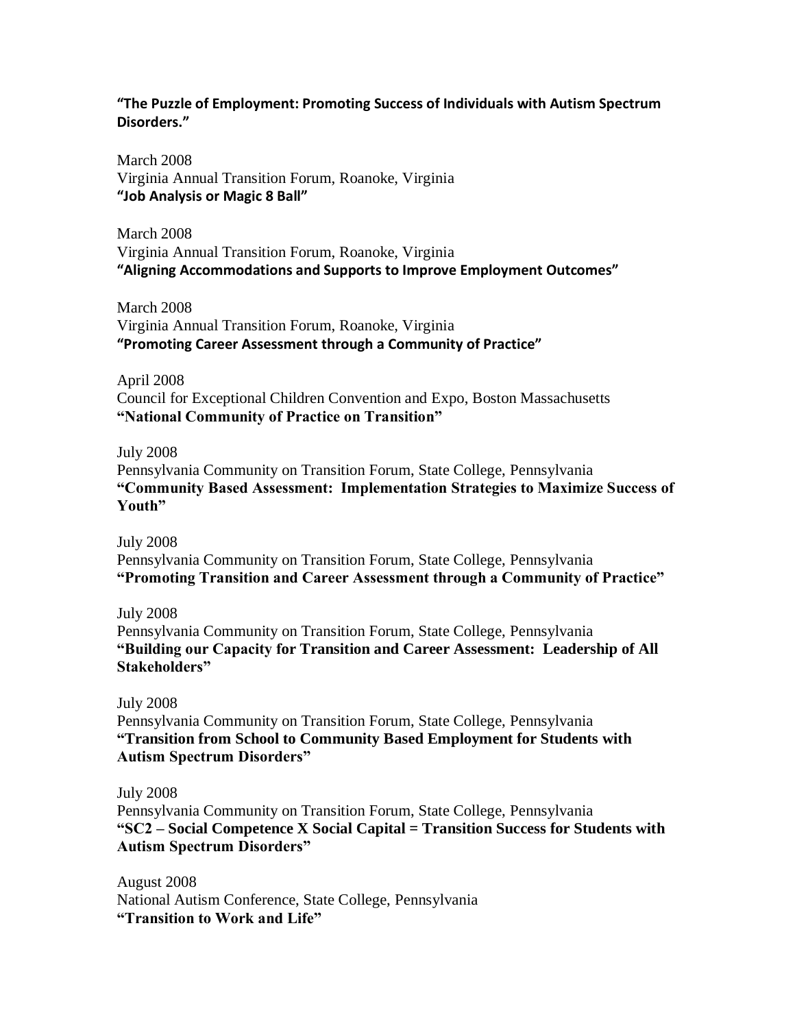**“The Puzzle of Employment: Promoting Success of Individuals with Autism Spectrum Disorders.”**

March 2008
Virginia Annual Transition Forum, Roanoke, Virginia
**“Job Analysis or Magic 8 Ball”**

March 2008
Virginia Annual Transition Forum, Roanoke, Virginia
**“Aligning Accommodations and Supports to Improve Employment Outcomes”**

March 2008
Virginia Annual Transition Forum, Roanoke, Virginia
**“Promoting Career Assessment through a Community of Practice”**

April 2008
Council for Exceptional Children Convention and Expo, Boston Massachusetts
**“National Community of Practice on Transition”**

July 2008
Pennsylvania Community on Transition Forum, State College, Pennsylvania
**“Community Based Assessment: Implementation Strategies to Maximize Success of Youth”**

July 2008
Pennsylvania Community on Transition Forum, State College, Pennsylvania
**“Promoting Transition and Career Assessment through a Community of Practice”**

July 2008
Pennsylvania Community on Transition Forum, State College, Pennsylvania
**“Building our Capacity for Transition and Career Assessment: Leadership of All Stakeholders”**

July 2008
Pennsylvania Community on Transition Forum, State College, Pennsylvania
**“Transition from School to Community Based Employment for Students with Autism Spectrum Disorders”**

July 2008
Pennsylvania Community on Transition Forum, State College, Pennsylvania
**“SC2 – Social Competence X Social Capital = Transition Success for Students with Autism Spectrum Disorders”**

August 2008
National Autism Conference, State College, Pennsylvania
**“Transition to Work and Life”**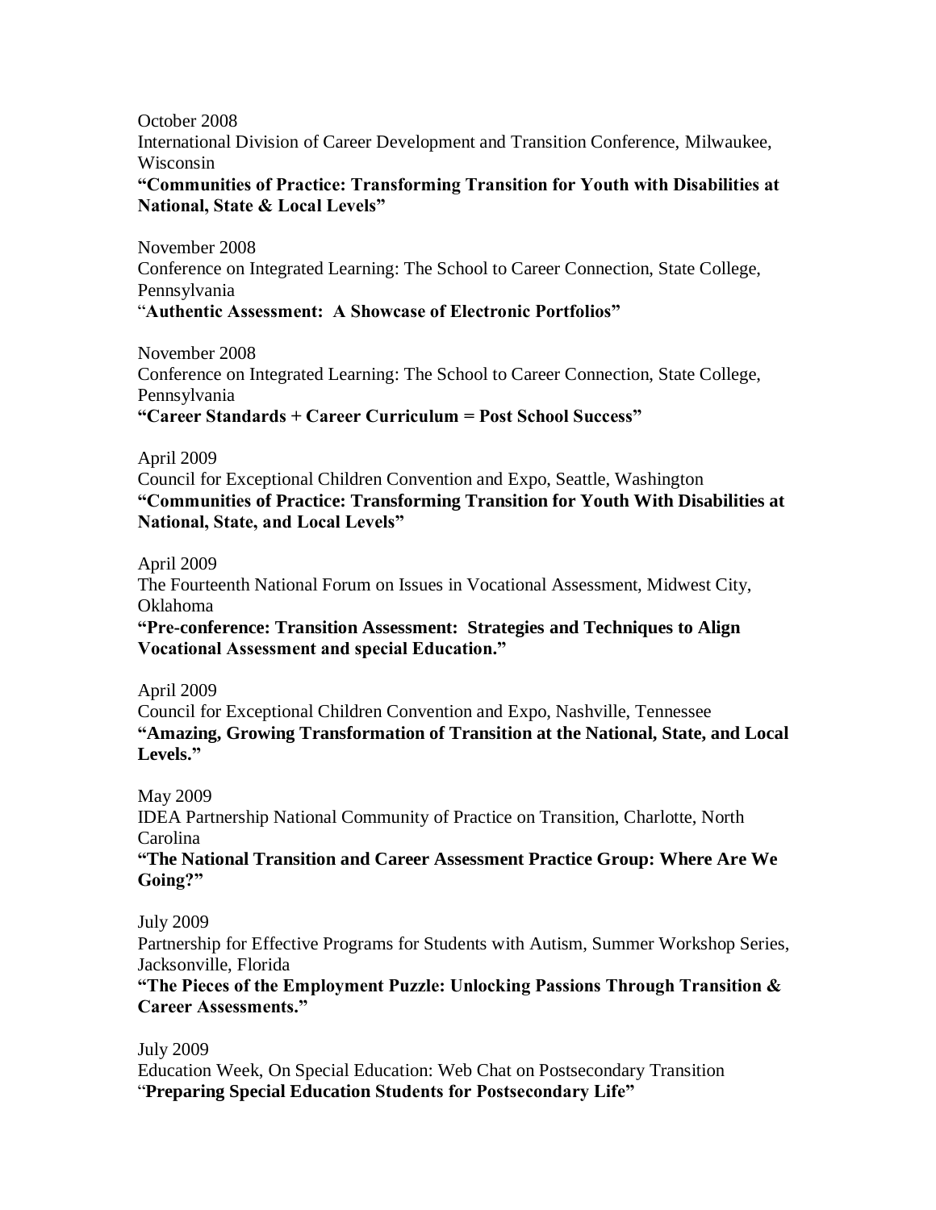October 2008
International Division of Career Development and Transition Conference, Milwaukee, Wisconsin
**"Communities of Practice: Transforming Transition for Youth with Disabilities at National, State & Local Levels"**

November 2008
Conference on Integrated Learning: The School to Career Connection, State College, Pennsylvania
"**Authentic Assessment: A Showcase of Electronic Portfolios"**

November 2008
Conference on Integrated Learning: The School to Career Connection, State College, Pennsylvania
**"Career Standards + Career Curriculum = Post School Success"**

April 2009
Council for Exceptional Children Convention and Expo, Seattle, Washington
**"Communities of Practice: Transforming Transition for Youth With Disabilities at National, State, and Local Levels"**

April 2009
The Fourteenth National Forum on Issues in Vocational Assessment, Midwest City, Oklahoma
**"Pre-conference: Transition Assessment: Strategies and Techniques to Align Vocational Assessment and special Education."**

April 2009
Council for Exceptional Children Convention and Expo, Nashville, Tennessee
**"Amazing, Growing Transformation of Transition at the National, State, and Local Levels."**

May 2009
IDEA Partnership National Community of Practice on Transition, Charlotte, North Carolina
**"The National Transition and Career Assessment Practice Group: Where Are We Going?"**

July 2009
Partnership for Effective Programs for Students with Autism, Summer Workshop Series, Jacksonville, Florida
**"The Pieces of the Employment Puzzle: Unlocking Passions Through Transition & Career Assessments."**

July 2009
Education Week, On Special Education: Web Chat on Postsecondary Transition
"**Preparing Special Education Students for Postsecondary Life"**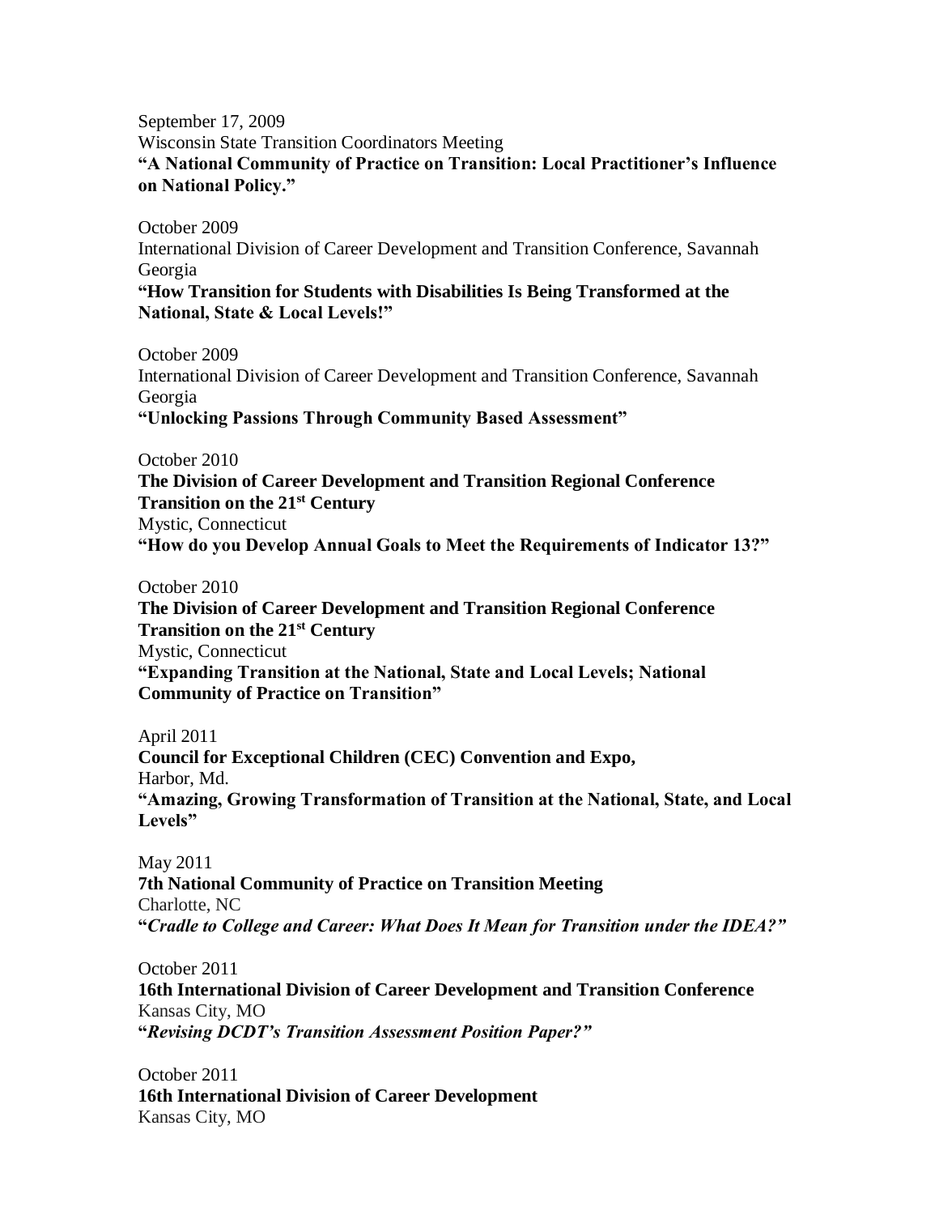September 17, 2009
Wisconsin State Transition Coordinators Meeting
**"A National Community of Practice on Transition: Local Practitioner's Influence on National Policy."**

October 2009
International Division of Career Development and Transition Conference, Savannah Georgia
**"How Transition for Students with Disabilities Is Being Transformed at the National, State & Local Levels!"**

October 2009
International Division of Career Development and Transition Conference, Savannah Georgia
**"Unlocking Passions Through Community Based Assessment"**

October 2010
**The Division of Career Development and Transition Regional Conference Transition on the 21st Century**
Mystic, Connecticut
**"How do you Develop Annual Goals to Meet the Requirements of Indicator 13?"**

October 2010
**The Division of Career Development and Transition Regional Conference Transition on the 21st Century**
Mystic, Connecticut
**"Expanding Transition at the National, State and Local Levels; National Community of Practice on Transition"**

April 2011
**Council for Exceptional Children (CEC) Convention and Expo,**
Harbor, Md.
**"Amazing, Growing Transformation of Transition at the National, State, and Local Levels"**

May 2011
**7th National Community of Practice on Transition Meeting**
Charlotte, NC
**"*Cradle to College and Career: What Does It Mean for Transition under the IDEA?"***

October 2011
**16th International Division of Career Development and Transition Conference**
Kansas City, MO
**"*Revising DCDT's Transition Assessment Position Paper?"***

October 2011
**16th International Division of Career Development**
Kansas City, MO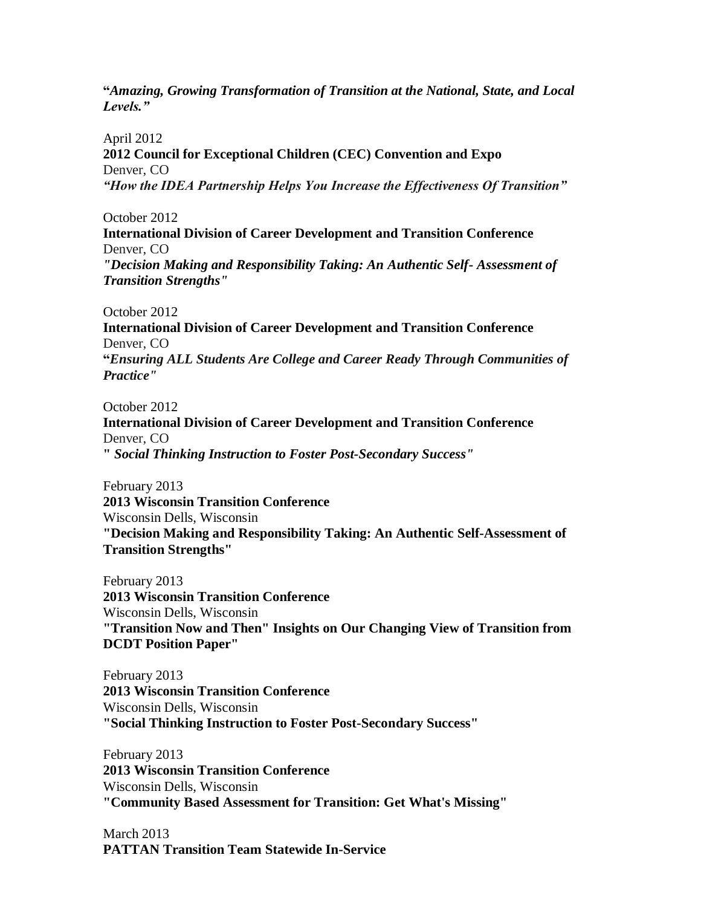**"*Amazing, Growing Transformation of Transition at the National, State, and Local Levels.”***

April 2012
**2012 Council for Exceptional Children (CEC) Convention and Expo**
Denver, CO
***“How the IDEA Partnership Helps You Increase the Effectiveness Of Transition”***

October 2012
**International Division of Career Development and Transition Conference**
Denver, CO
***"Decision Making and Responsibility Taking: An Authentic Self- Assessment of Transition Strengths"***

October 2012
**International Division of Career Development and Transition Conference**
Denver, CO
**"*Ensuring ALL Students Are College and Career Ready Through Communities of Practice"***

October 2012
**International Division of Career Development and Transition Conference**
Denver, CO
***" Social Thinking Instruction to Foster Post-Secondary Success"***

February 2013
**2013 Wisconsin Transition Conference**
Wisconsin Dells, Wisconsin
**"Decision Making and Responsibility Taking: An Authentic Self-Assessment of Transition Strengths"**

February 2013
**2013 Wisconsin Transition Conference**
Wisconsin Dells, Wisconsin
**"Transition Now and Then" Insights on Our Changing View of Transition from DCDT Position Paper"**

February 2013
**2013 Wisconsin Transition Conference**
Wisconsin Dells, Wisconsin
**"Social Thinking Instruction to Foster Post-Secondary Success"**

February 2013
**2013 Wisconsin Transition Conference**
Wisconsin Dells, Wisconsin
**"Community Based Assessment for Transition: Get What's Missing"**

March 2013
**PATTAN Transition Team Statewide In-Service**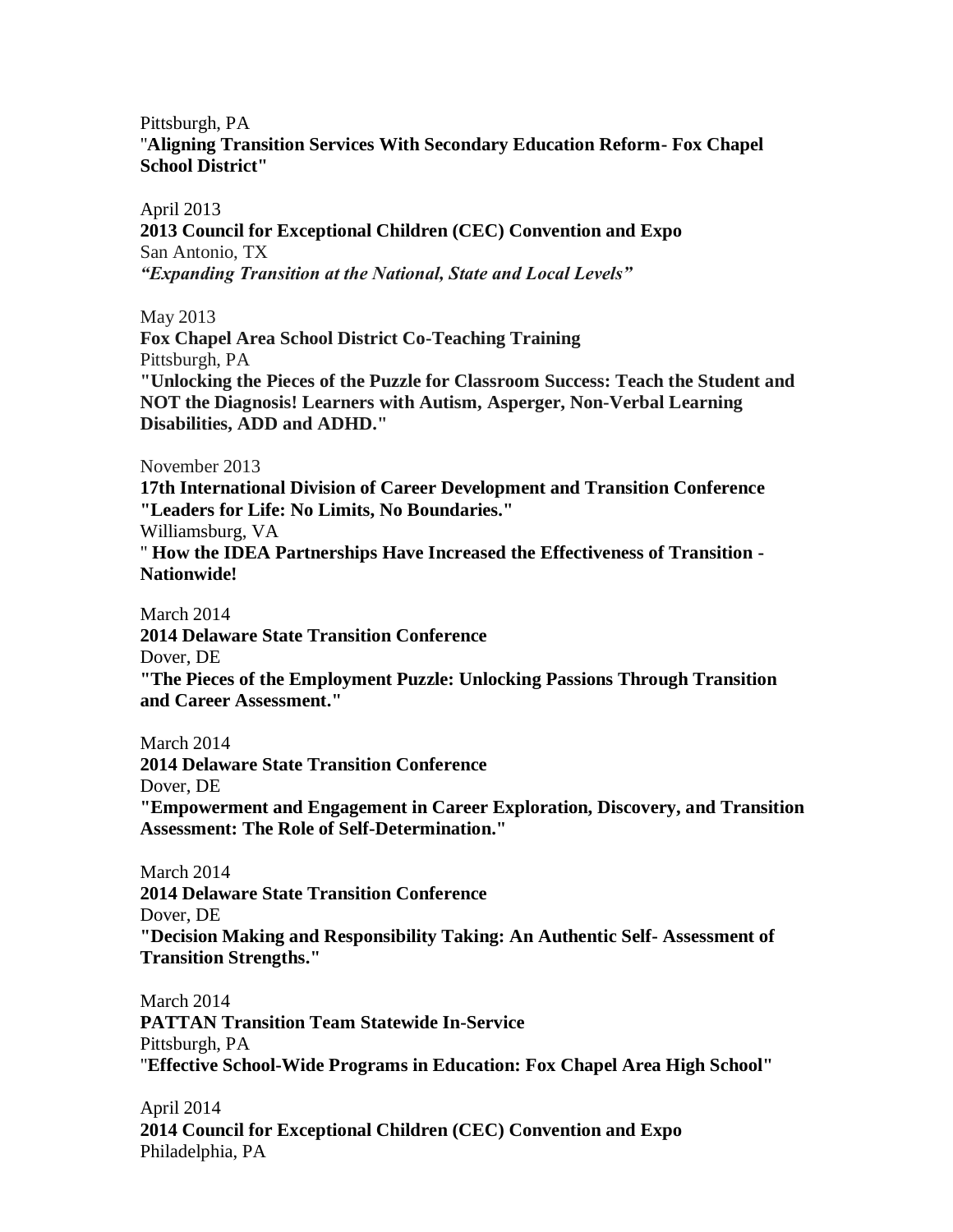Pittsburgh, PA
"**Aligning Transition Services With Secondary Education Reform- Fox Chapel School District"**

April 2013
**2013 Council for Exceptional Children (CEC) Convention and Expo**
San Antonio, TX
***"Expanding Transition at the National, State and Local Levels"***

May 2013
**Fox Chapel Area School District Co-Teaching Training**
Pittsburgh, PA
**"Unlocking the Pieces of the Puzzle for Classroom Success: Teach the Student and NOT the Diagnosis! Learners with Autism, Asperger, Non-Verbal Learning Disabilities, ADD and ADHD."**

November 2013
**17th International Division of Career Development and Transition Conference "Leaders for Life: No Limits, No Boundaries."**
Williamsburg, VA
" **How the IDEA Partnerships Have Increased the Effectiveness of Transition - Nationwide!**

March 2014
**2014 Delaware State Transition Conference**
Dover, DE
**"The Pieces of the Employment Puzzle: Unlocking Passions Through Transition and Career Assessment."**

March 2014
**2014 Delaware State Transition Conference**
Dover, DE
**"Empowerment and Engagement in Career Exploration, Discovery, and Transition Assessment: The Role of Self-Determination."**

March 2014
**2014 Delaware State Transition Conference**
Dover, DE
**"Decision Making and Responsibility Taking: An Authentic Self- Assessment of Transition Strengths."**

March 2014
**PATTAN Transition Team Statewide In-Service**
Pittsburgh, PA
"**Effective School-Wide Programs in Education: Fox Chapel Area High School"**

April 2014
**2014 Council for Exceptional Children (CEC) Convention and Expo**
Philadelphia, PA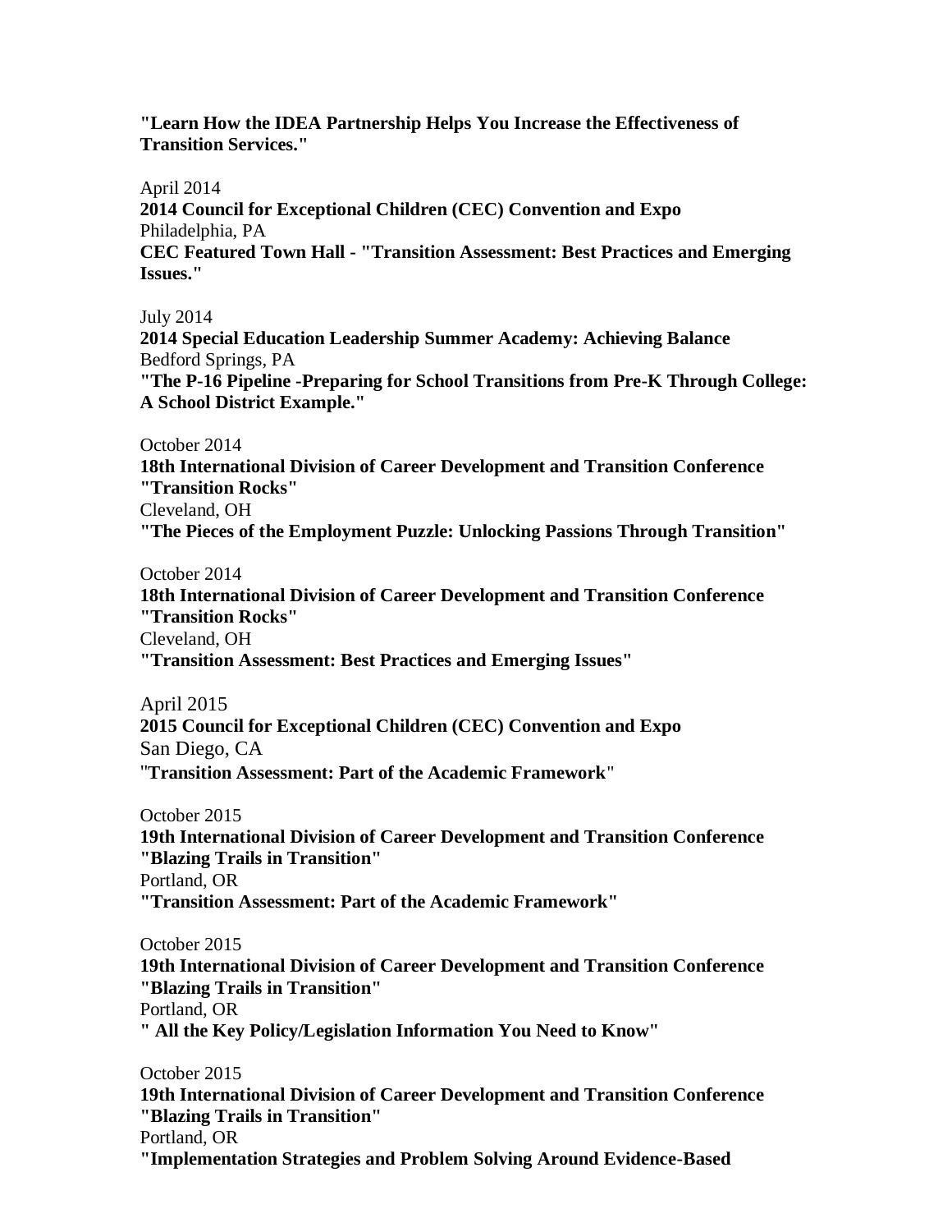**"Learn How the IDEA Partnership Helps You Increase the Effectiveness of Transition Services."**

April 2014
**2014 Council for Exceptional Children (CEC) Convention and Expo**
Philadelphia, PA
**CEC Featured Town Hall - "Transition Assessment: Best Practices and Emerging Issues."**

July 2014
**2014 Special Education Leadership Summer Academy: Achieving Balance**
Bedford Springs, PA
**"The P-16 Pipeline -Preparing for School Transitions from Pre-K Through College: A School District Example."**

October 2014
**18th International Division of Career Development and Transition Conference "Transition Rocks"**
Cleveland, OH
**"The Pieces of the Employment Puzzle: Unlocking Passions Through Transition"**

October 2014
**18th International Division of Career Development and Transition Conference "Transition Rocks"**
Cleveland, OH
**"Transition Assessment: Best Practices and Emerging Issues"**

April 2015
**2015 Council for Exceptional Children (CEC) Convention and Expo**
San Diego, CA
"**Transition Assessment: Part of the Academic Framework**"

October 2015
**19th International Division of Career Development and Transition Conference "Blazing Trails in Transition"**
Portland, OR
**"Transition Assessment: Part of the Academic Framework"**

October 2015
**19th International Division of Career Development and Transition Conference "Blazing Trails in Transition"**
Portland, OR
**" All the Key Policy/Legislation Information You Need to Know"**

October 2015
**19th International Division of Career Development and Transition Conference "Blazing Trails in Transition"**
Portland, OR
**"Implementation Strategies and Problem Solving Around Evidence-Based**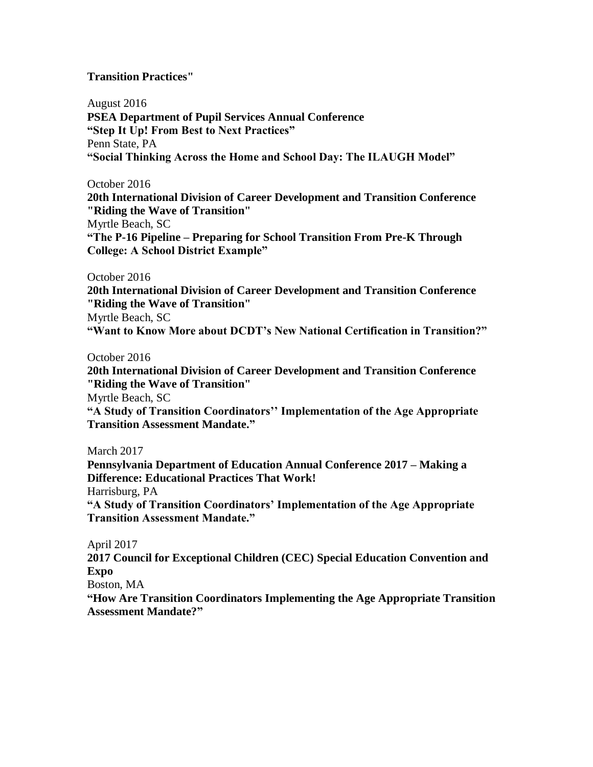**Transition Practices"**

August 2016
**PSEA Department of Pupil Services Annual Conference**
**"Step It Up! From Best to Next Practices"**
Penn State, PA
**"Social Thinking Across the Home and School Day: The ILAUGH Model"**

October 2016
**20th International Division of Career Development and Transition Conference**
**"Riding the Wave of Transition"**
Myrtle Beach, SC
**"The P-16 Pipeline – Preparing for School Transition From Pre-K Through College: A School District Example"**

October 2016
**20th International Division of Career Development and Transition Conference**
**"Riding the Wave of Transition"**
Myrtle Beach, SC
**"Want to Know More about DCDT's New National Certification in Transition?"**

October 2016
**20th International Division of Career Development and Transition Conference**
**"Riding the Wave of Transition"**
Myrtle Beach, SC
**"A Study of Transition Coordinators'' Implementation of the Age Appropriate Transition Assessment Mandate."**

March 2017
**Pennsylvania Department of Education Annual Conference 2017 – Making a Difference: Educational Practices That Work!**
Harrisburg, PA
**"A Study of Transition Coordinators' Implementation of the Age Appropriate Transition Assessment Mandate."**

April 2017
**2017 Council for Exceptional Children (CEC) Special Education Convention and Expo**
Boston, MA
**"How Are Transition Coordinators Implementing the Age Appropriate Transition Assessment Mandate?"**